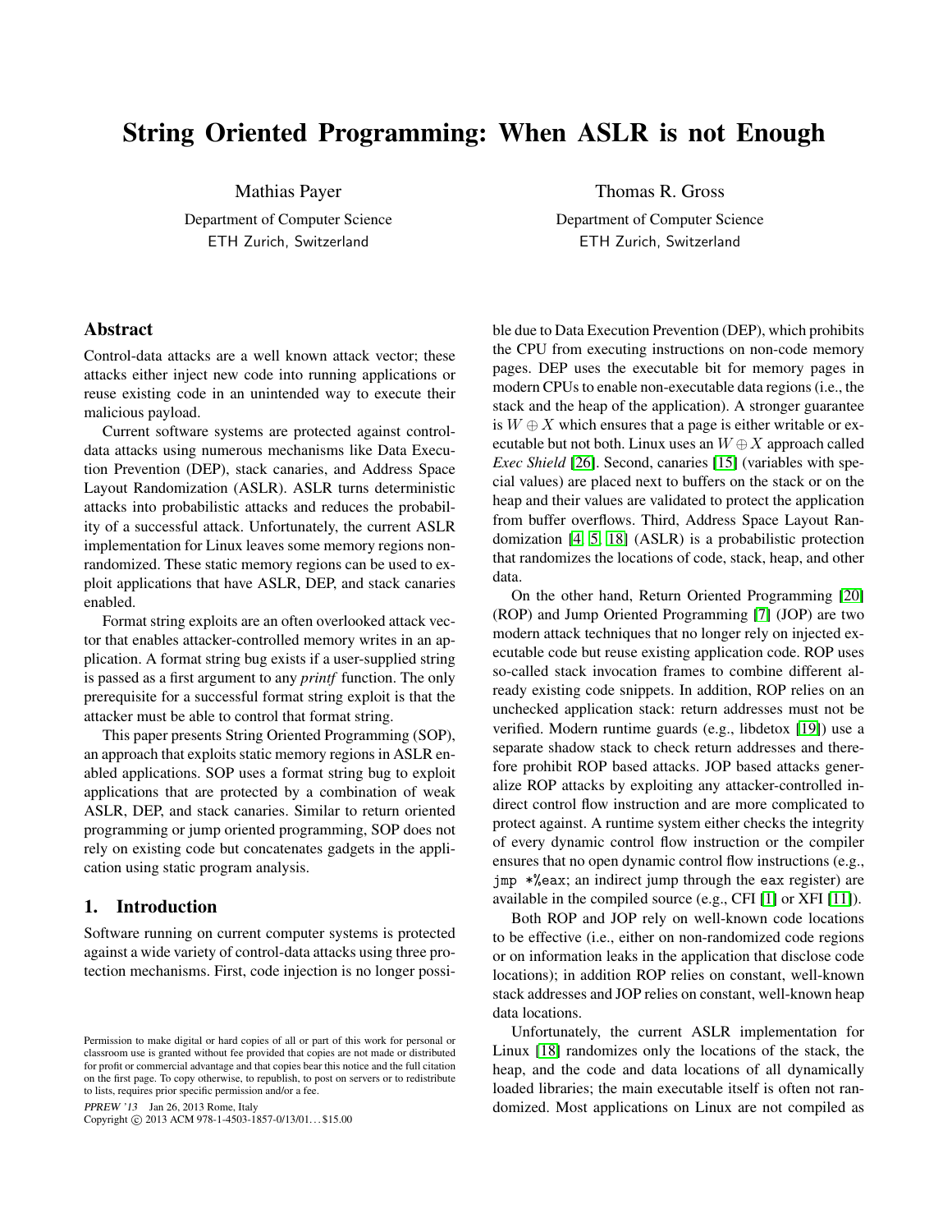# String Oriented Programming: When ASLR is not Enough

Mathias Payer

Department of Computer Science
ETH Zurich, Switzerland

Thomas R. Gross

Department of Computer Science
ETH Zurich, Switzerland

## Abstract

Control-data attacks are a well known attack vector; these attacks either inject new code into running applications or reuse existing code in an unintended way to execute their malicious payload.

Current software systems are protected against control-data attacks using numerous mechanisms like Data Execution Prevention (DEP), stack canaries, and Address Space Layout Randomization (ASLR). ASLR turns deterministic attacks into probabilistic attacks and reduces the probability of a successful attack. Unfortunately, the current ASLR implementation for Linux leaves some memory regions non-randomized. These static memory regions can be used to exploit applications that have ASLR, DEP, and stack canaries enabled.

Format string exploits are an often overlooked attack vector that enables attacker-controlled memory writes in an application. A format string bug exists if a user-supplied string is passed as a first argument to any *printf* function. The only prerequisite for a successful format string exploit is that the attacker must be able to control that format string.

This paper presents String Oriented Programming (SOP), an approach that exploits static memory regions in ASLR enabled applications. SOP uses a format string bug to exploit applications that are protected by a combination of weak ASLR, DEP, and stack canaries. Similar to return oriented programming or jump oriented programming, SOP does not rely on existing code but concatenates gadgets in the application using static program analysis.

## 1. Introduction

Software running on current computer systems is protected against a wide variety of control-data attacks using three protection mechanisms. First, code injection is no longer possible due to Data Execution Prevention (DEP), which prohibits the CPU from executing instructions on non-code memory pages. DEP uses the executable bit for memory pages in modern CPUs to enable non-executable data regions (i.e., the stack and the heap of the application). A stronger guarantee is $W \oplus X$ which ensures that a page is either writable or executable but not both. Linux uses an $W \oplus X$ approach called *Exec Shield* [26]. Second, canaries [15] (variables with special values) are placed next to buffers on the stack or on the heap and their values are validated to protect the application from buffer overflows. Third, Address Space Layout Randomization [4, 5, 18] (ASLR) is a probabilistic protection that randomizes the locations of code, stack, heap, and other data.

On the other hand, Return Oriented Programming [20] (ROP) and Jump Oriented Programming [7] (JOP) are two modern attack techniques that no longer rely on injected executable code but reuse existing application code. ROP uses so-called stack invocation frames to combine different already existing code snippets. In addition, ROP relies on an unchecked application stack: return addresses must not be verified. Modern runtime guards (e.g., libdetox [19]) use a separate shadow stack to check return addresses and therefore prohibit ROP based attacks. JOP based attacks generalize ROP attacks by exploiting any attacker-controlled indirect control flow instruction and are more complicated to protect against. A runtime system either checks the integrity of every dynamic control flow instruction or the compiler ensures that no open dynamic control flow instructions (e.g., `jmp *%eax`; an indirect jump through the `eax` register) are available in the compiled source (e.g., CFI [1] or XFI [11]).

Both ROP and JOP rely on well-known code locations to be effective (i.e., either on non-randomized code regions or on information leaks in the application that disclose code locations); in addition ROP relies on constant, well-known stack addresses and JOP relies on constant, well-known heap data locations.

Unfortunately, the current ASLR implementation for Linux [18] randomizes only the locations of the stack, the heap, and the code and data locations of all dynamically loaded libraries; the main executable itself is often not randomized. Most applications on Linux are not compiled as

Permission to make digital or hard copies of all or part of this work for personal or classroom use is granted without fee provided that copies are not made or distributed for profit or commercial advantage and that copies bear this notice and the full citation on the first page. To copy otherwise, to republish, to post on servers or to redistribute to lists, requires prior specific permission and/or a fee.

*PPREW '13* Jan 26, 2013 Rome, Italy
Copyright © 2013 ACM 978-1-4503-1857-0/13/01... $15.00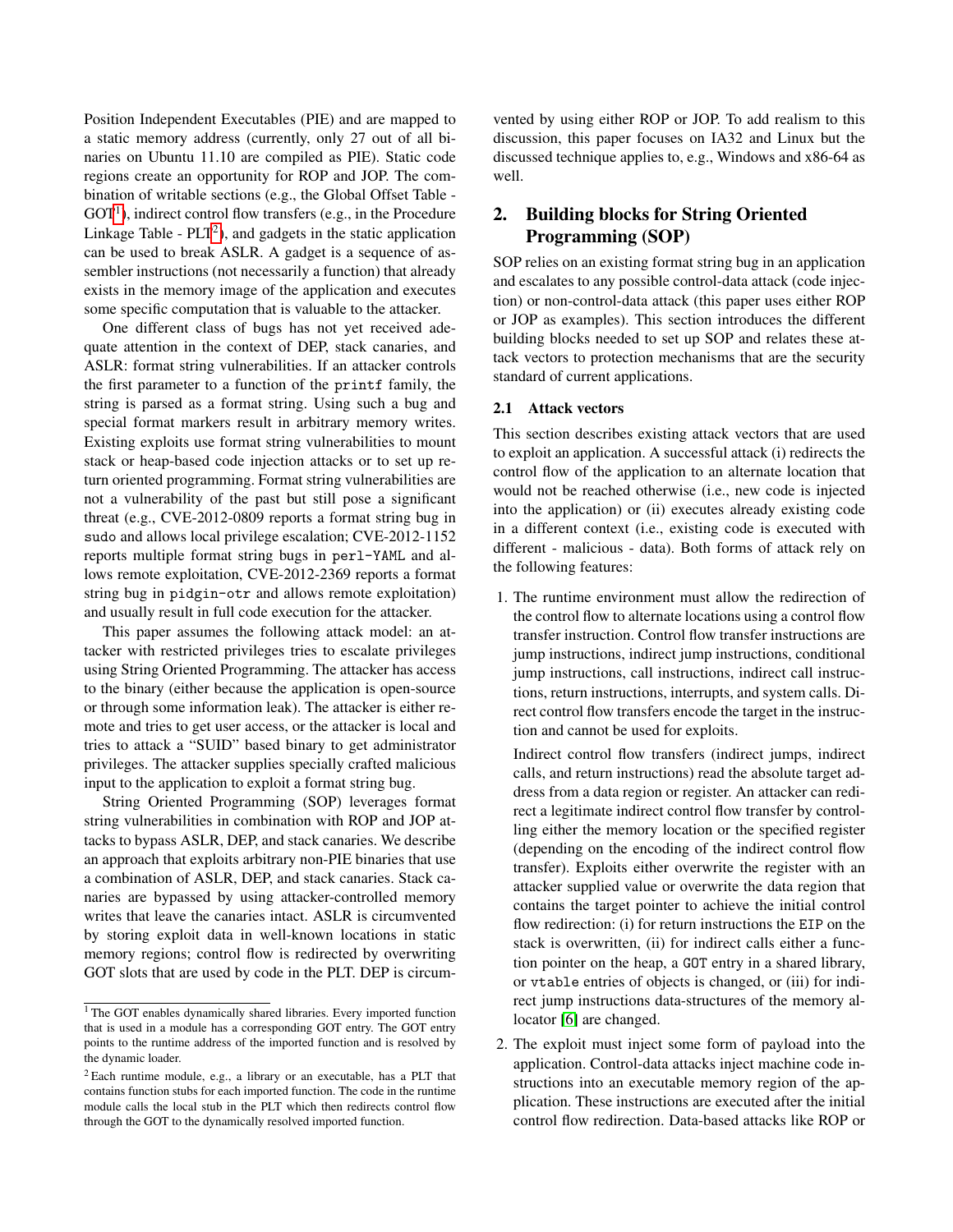Position Independent Executables (PIE) and are mapped to a static memory address (currently, only 27 out of all binaries on Ubuntu 11.10 are compiled as PIE). Static code regions create an opportunity for ROP and JOP. The combination of writable sections (e.g., the Global Offset Table - GOT[1]), indirect control flow transfers (e.g., in the Procedure Linkage Table - PLT[2]), and gadgets in the static application can be used to break ASLR. A gadget is a sequence of assembler instructions (not necessarily a function) that already exists in the memory image of the application and executes some specific computation that is valuable to the attacker.

One different class of bugs has not yet received adequate attention in the context of DEP, stack canaries, and ASLR: format string vulnerabilities. If an attacker controls the first parameter to a function of the printf family, the string is parsed as a format string. Using such a bug and special format markers result in arbitrary memory writes. Existing exploits use format string vulnerabilities to mount stack or heap-based code injection attacks or to set up return oriented programming. Format string vulnerabilities are not a vulnerability of the past but still pose a significant threat (e.g., CVE-2012-0809 reports a format string bug in sudo and allows local privilege escalation; CVE-2012-1152 reports multiple format string bugs in perl-YAML and allows remote exploitation, CVE-2012-2369 reports a format string bug in pidgin-otr and allows remote exploitation) and usually result in full code execution for the attacker.

This paper assumes the following attack model: an attacker with restricted privileges tries to escalate privileges using String Oriented Programming. The attacker has access to the binary (either because the application is open-source or through some information leak). The attacker is either remote and tries to get user access, or the attacker is local and tries to attack a "SUID" based binary to get administrator privileges. The attacker supplies specially crafted malicious input to the application to exploit a format string bug.

String Oriented Programming (SOP) leverages format string vulnerabilities in combination with ROP and JOP attacks to bypass ASLR, DEP, and stack canaries. We describe an approach that exploits arbitrary non-PIE binaries that use a combination of ASLR, DEP, and stack canaries. Stack canaries are bypassed by using attacker-controlled memory writes that leave the canaries intact. ASLR is circumvented by storing exploit data in well-known locations in static memory regions; control flow is redirected by overwriting GOT slots that are used by code in the PLT. DEP is circumvented by using either ROP or JOP. To add realism to this discussion, this paper focuses on IA32 and Linux but the discussed technique applies to, e.g., Windows and x86-64 as well.

[1] The GOT enables dynamically shared libraries. Every imported function that is used in a module has a corresponding GOT entry. The GOT entry points to the runtime address of the imported function and is resolved by the dynamic loader.

[2] Each runtime module, e.g., a library or an executable, has a PLT that contains function stubs for each imported function. The code in the runtime module calls the local stub in the PLT which then redirects control flow through the GOT to the dynamically resolved imported function.

## 2. Building blocks for String Oriented Programming (SOP)

SOP relies on an existing format string bug in an application and escalates to any possible control-data attack (code injection) or non-control-data attack (this paper uses either ROP or JOP as examples). This section introduces the different building blocks needed to set up SOP and relates these attack vectors to protection mechanisms that are the security standard of current applications.

### 2.1 Attack vectors

This section describes existing attack vectors that are used to exploit an application. A successful attack (i) redirects the control flow of the application to an alternate location that would not be reached otherwise (i.e., new code is injected into the application) or (ii) executes already existing code in a different context (i.e., existing code is executed with different - malicious - data). Both forms of attack rely on the following features:

1. The runtime environment must allow the redirection of the control flow to alternate locations using a control flow transfer instruction. Control flow transfer instructions are jump instructions, indirect jump instructions, conditional jump instructions, call instructions, indirect call instructions, return instructions, interrupts, and system calls. Direct control flow transfers encode the target in the instruction and cannot be used for exploits.

   Indirect control flow transfers (indirect jumps, indirect calls, and return instructions) read the absolute target address from a data region or register. An attacker can redirect a legitimate indirect control flow transfer by controlling either the memory location or the specified register (depending on the encoding of the indirect control flow transfer). Exploits either overwrite the register with an attacker supplied value or overwrite the data region that contains the target pointer to achieve the initial control flow redirection: (i) for return instructions the EIP on the stack is overwritten, (ii) for indirect calls either a function pointer on the heap, a GOT entry in a shared library, or vtable entries of objects is changed, or (iii) for indirect jump instructions data-structures of the memory allocator [6] are changed.

2. The exploit must inject some form of payload into the application. Control-data attacks inject machine code instructions into an executable memory region of the application. These instructions are executed after the initial control flow redirection. Data-based attacks like ROP or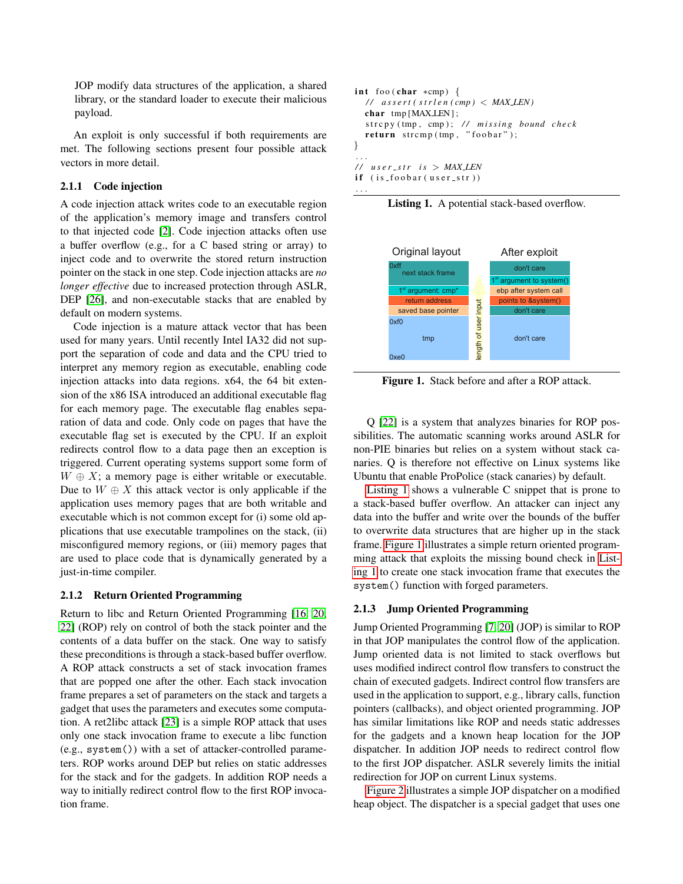JOP modify data structures of the application, a shared library, or the standard loader to execute their malicious payload.

An exploit is only successful if both requirements are met. The following sections present four possible attack vectors in more detail.

### 2.1.1 Code injection

A code injection attack writes code to an executable region of the application's memory image and transfers control to that injected code [2]. Code injection attacks often use a buffer overflow (e.g., for a C based string or array) to inject code and to overwrite the stored return instruction pointer on the stack in one step. Code injection attacks are *no longer effective* due to increased protection through ASLR, DEP [26], and non-executable stacks that are enabled by default on modern systems.

Code injection is a mature attack vector that has been used for many years. Until recently Intel IA32 did not support the separation of code and data and the CPU tried to interpret any memory region as executable, enabling code injection attacks into data regions. x64, the 64 bit extension of the x86 ISA introduced an additional executable flag for each memory page. The executable flag enables separation of data and code. Only code on pages that have the executable flag set is executed by the CPU. If an exploit redirects control flow to a data page then an exception is triggered. Current operating systems support some form of $W \oplus X$; a memory page is either writable or executable. Due to $W \oplus X$ this attack vector is only applicable if the application uses memory pages that are both writable and executable which is not common except for (i) some old applications that use executable trampolines on the stack, (ii) misconfigured memory regions, or (iii) memory pages that are used to place code that is dynamically generated by a just-in-time compiler.

### 2.1.2 Return Oriented Programming

Return to libc and Return Oriented Programming [16, 20, 22] (ROP) rely on control of both the stack pointer and the contents of a data buffer on the stack. One way to satisfy these preconditions is through a stack-based buffer overflow. A ROP attack constructs a set of stack invocation frames that are popped one after the other. Each stack invocation frame prepares a set of parameters on the stack and targets a gadget that uses the parameters and executes some computation. A ret2libc attack [23] is a simple ROP attack that uses only one stack invocation frame to execute a libc function (e.g., `system()`) with a set of attacker-controlled parameters. ROP works around DEP but relies on static addresses for the stack and for the gadgets. In addition ROP needs a way to initially redirect control flow to the first ROP invocation frame.

```
int foo(char *cmp) {
  // assert(strlen(cmp) < MAX_LEN)
  char tmp[MAX_LEN];
  strcpy(tmp, cmp); // missing bound check
  return strcmp(tmp, "foobar");
}
...
// user_str is > MAX_LEN
if (is_foobar(user_str))
...
```

**Listing 1.** A potential stack-based overflow.

| Original layout | After exploit |
|---|---|
| 0xff next stack frame | don't care |
| 1st argument: cmp* | 1st argument to system() |
| return address | ebp after system call |
| saved base pointer | points to &system() |
| 0xf0 | don't care |
| tmp (0xe0) | don't care |

**Figure 1.** Stack before and after a ROP attack.

Q [22] is a system that analyzes binaries for ROP possibilities. The automatic scanning works around ASLR for non-PIE binaries but relies on a system without stack canaries. Q is therefore not effective on Linux systems like Ubuntu that enable ProPolice (stack canaries) by default.

Listing 1 shows a vulnerable C snippet that is prone to a stack-based buffer overflow. An attacker can inject any data into the buffer and write over the bounds of the buffer to overwrite data structures that are higher up in the stack frame. Figure 1 illustrates a simple return oriented programming attack that exploits the missing bound check in Listing 1 to create one stack invocation frame that executes the `system()` function with forged parameters.

### 2.1.3 Jump Oriented Programming

Jump Oriented Programming [7, 20] (JOP) is similar to ROP in that JOP manipulates the control flow of the application. Jump oriented data is not limited to stack overflows but uses modified indirect control flow transfers to construct the chain of executed gadgets. Indirect control flow transfers are used in the application to support, e.g., library calls, function pointers (callbacks), and object oriented programming. JOP has similar limitations like ROP and needs static addresses for the gadgets and a known heap location for the JOP dispatcher. In addition JOP needs to redirect control flow to the first JOP dispatcher. ASLR severely limits the initial redirection for JOP on current Linux systems.

Figure 2 illustrates a simple JOP dispatcher on a modified heap object. The dispatcher is a special gadget that uses one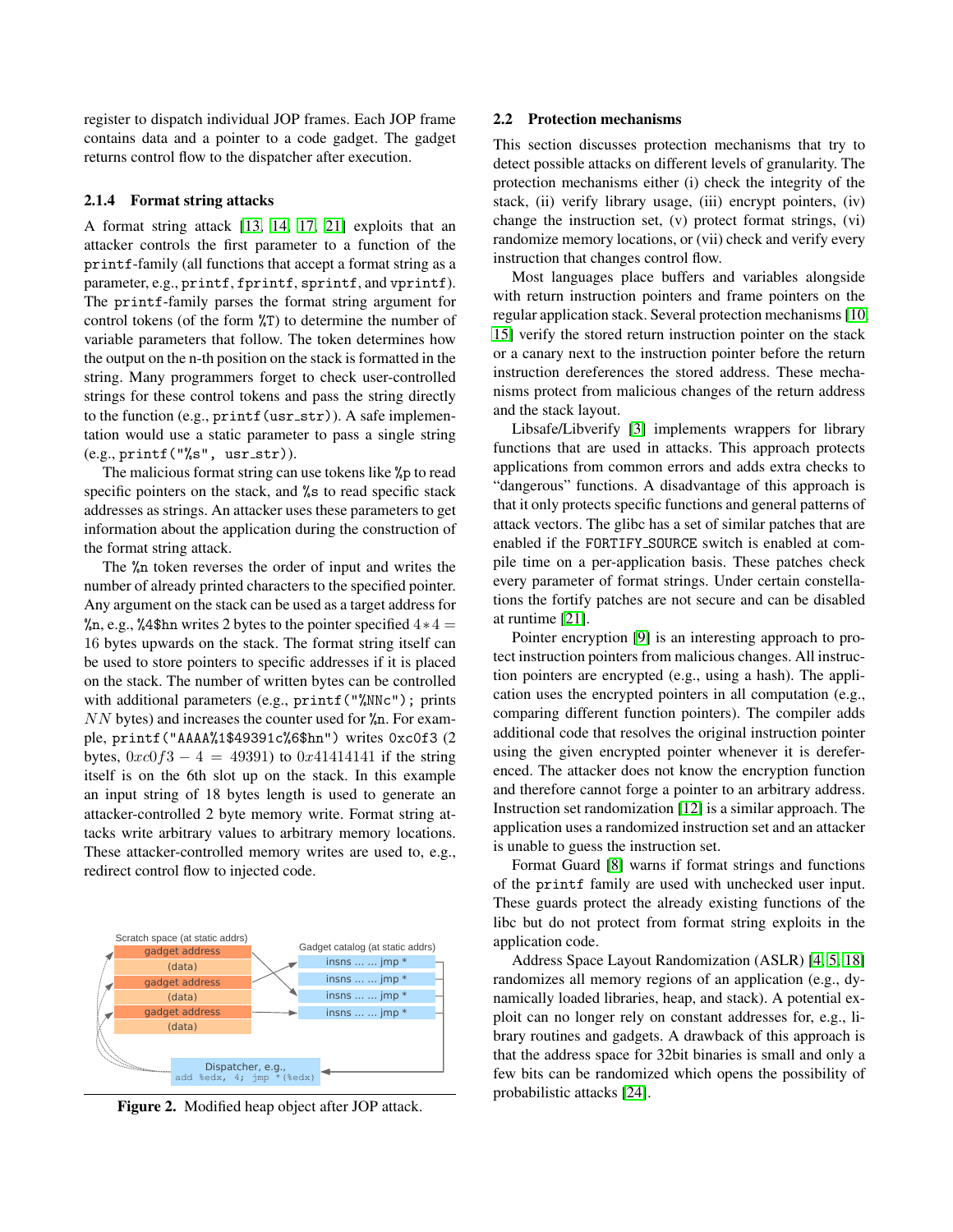register to dispatch individual JOP frames. Each JOP frame contains data and a pointer to a code gadget. The gadget returns control flow to the dispatcher after execution.

### 2.1.4 Format string attacks

A format string attack [13, 14, 17, 21] exploits that an attacker controls the first parameter to a function of the `printf`-family (all functions that accept a format string as a parameter, e.g., `printf`, `fprintf`, `sprintf`, and `vprintf`). The `printf`-family parses the format string argument for control tokens (of the form `%T`) to determine the number of variable parameters that follow. The token determines how the output on the n-th position on the stack is formatted in the string. Many programmers forget to check user-controlled strings for these control tokens and pass the string directly to the function (e.g., `printf(usr_str)`). A safe implementation would use a static parameter to pass a single string (e.g., `printf("%s", usr_str)`).

The malicious format string can use tokens like `%p` to read specific pointers on the stack, and `%s` to read specific stack addresses as strings. An attacker uses these parameters to get information about the application during the construction of the format string attack.

The `%n` token reverses the order of input and writes the number of already printed characters to the specified pointer. Any argument on the stack can be used as a target address for `%n`, e.g., `%4$hn` writes 2 bytes to the pointer specified $4*4 = 16$ bytes upwards on the stack. The format string itself can be used to store pointers to specific addresses if it is placed on the stack. The number of written bytes can be controlled with additional parameters (e.g., `printf("%NNc");` prints $NN$ bytes) and increases the counter used for `%n`. For example, `printf("AAAA%1$49391c%6$hn")` writes `0xc0f3` (2 bytes, $0xc0f3 - 4 = 49391$) to $0x41414141$ if the string itself is on the 6th slot up on the stack. In this example an input string of 18 bytes length is used to generate an attacker-controlled 2 byte memory write. Format string attacks write arbitrary values to arbitrary memory locations. These attacker-controlled memory writes are used to, e.g., redirect control flow to injected code.

Figure 2. Modified heap object after JOP attack.

## 2.2 Protection mechanisms

This section discusses protection mechanisms that try to detect possible attacks on different levels of granularity. The protection mechanisms either (i) check the integrity of the stack, (ii) verify library usage, (iii) encrypt pointers, (iv) change the instruction set, (v) protect format strings, (vi) randomize memory locations, or (vii) check and verify every instruction that changes control flow.

Most languages place buffers and variables alongside with return instruction pointers and frame pointers on the regular application stack. Several protection mechanisms [10, 15] verify the stored return instruction pointer on the stack or a canary next to the instruction pointer before the return instruction dereferences the stored address. These mechanisms protect from malicious changes of the return address and the stack layout.

Libsafe/Libverify [3] implements wrappers for library functions that are used in attacks. This approach protects applications from common errors and adds extra checks to "dangerous" functions. A disadvantage of this approach is that it only protects specific functions and general patterns of attack vectors. The glibc has a set of similar patches that are enabled if the `FORTIFY_SOURCE` switch is enabled at compile time on a per-application basis. These patches check every parameter of format strings. Under certain constellations the fortify patches are not secure and can be disabled at runtime [21].

Pointer encryption [9] is an interesting approach to protect instruction pointers from malicious changes. All instruction pointers are encrypted (e.g., using a hash). The application uses the encrypted pointers in all computation (e.g., comparing different function pointers). The compiler adds additional code that resolves the original instruction pointer using the given encrypted pointer whenever it is dereferenced. The attacker does not know the encryption function and therefore cannot forge a pointer to an arbitrary address. Instruction set randomization [12] is a similar approach. The application uses a randomized instruction set and an attacker is unable to guess the instruction set.

Format Guard [8] warns if format strings and functions of the `printf` family are used with unchecked user input. These guards protect the already existing functions of the libc but do not protect from format string exploits in the application code.

Address Space Layout Randomization (ASLR) [4, 5, 18] randomizes all memory regions of an application (e.g., dynamically loaded libraries, heap, and stack). A potential exploit can no longer rely on constant addresses for, e.g., library routines and gadgets. A drawback of this approach is that the address space for 32bit binaries is small and only a few bits can be randomized which opens the possibility of probabilistic attacks [24].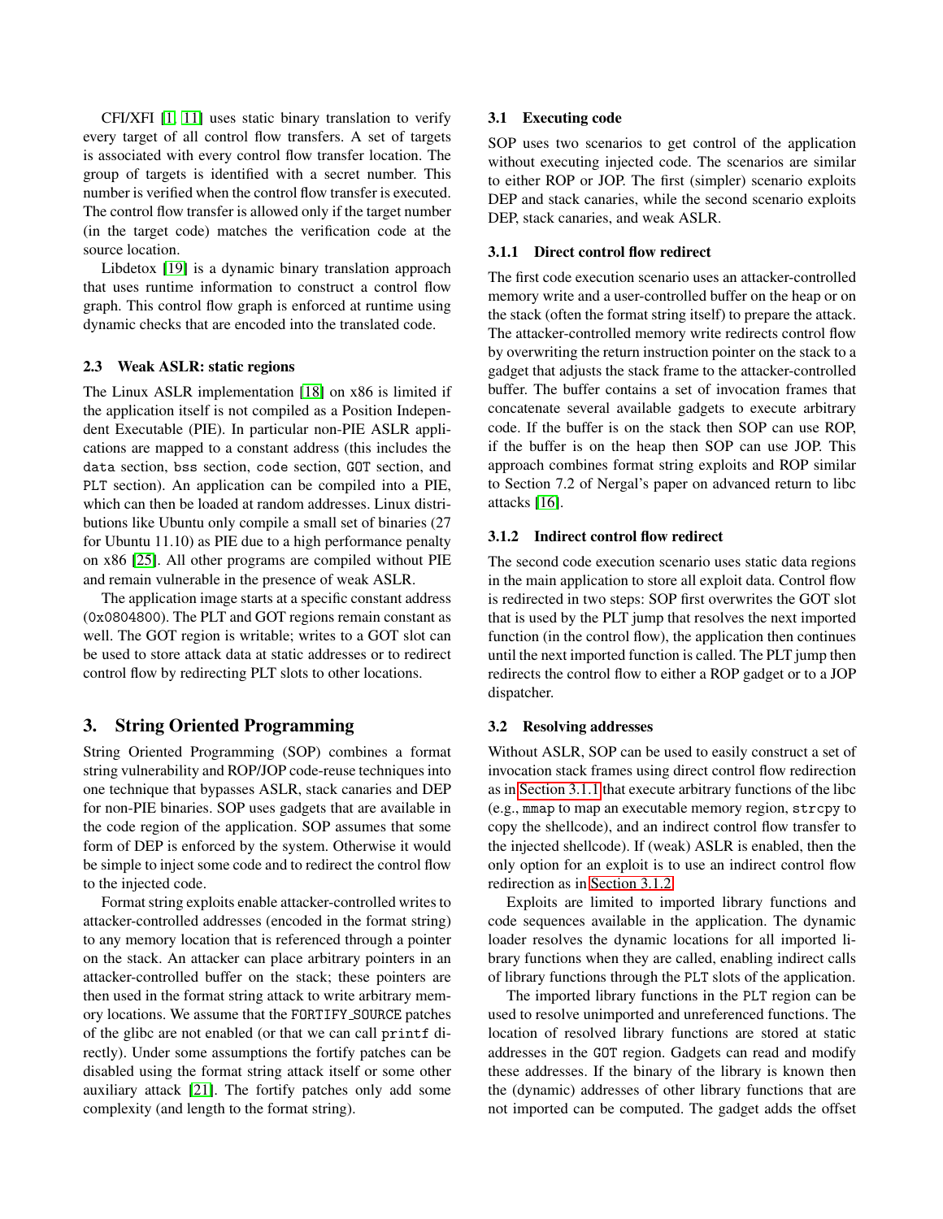CFI/XFI [1, 11] uses static binary translation to verify every target of all control flow transfers. A set of targets is associated with every control flow transfer location. The group of targets is identified with a secret number. This number is verified when the control flow transfer is executed. The control flow transfer is allowed only if the target number (in the target code) matches the verification code at the source location.

Libdetox [19] is a dynamic binary translation approach that uses runtime information to construct a control flow graph. This control flow graph is enforced at runtime using dynamic checks that are encoded into the translated code.

### 2.3 Weak ASLR: static regions

The Linux ASLR implementation [18] on x86 is limited if the application itself is not compiled as a Position Independent Executable (PIE). In particular non-PIE ASLR applications are mapped to a constant address (this includes the `data` section, `bss` section, `code` section, `GOT` section, and `PLT` section). An application can be compiled into a PIE, which can then be loaded at random addresses. Linux distributions like Ubuntu only compile a small set of binaries (27 for Ubuntu 11.10) as PIE due to a high performance penalty on x86 [25]. All other programs are compiled without PIE and remain vulnerable in the presence of weak ASLR.

The application image starts at a specific constant address (`0x0804800`). The PLT and GOT regions remain constant as well. The GOT region is writable; writes to a GOT slot can be used to store attack data at static addresses or to redirect control flow by redirecting PLT slots to other locations.

## 3. String Oriented Programming

String Oriented Programming (SOP) combines a format string vulnerability and ROP/JOP code-reuse techniques into one technique that bypasses ASLR, stack canaries and DEP for non-PIE binaries. SOP uses gadgets that are available in the code region of the application. SOP assumes that some form of DEP is enforced by the system. Otherwise it would be simple to inject some code and to redirect the control flow to the injected code.

Format string exploits enable attacker-controlled writes to attacker-controlled addresses (encoded in the format string) to any memory location that is referenced through a pointer on the stack. An attacker can place arbitrary pointers in an attacker-controlled buffer on the stack; these pointers are then used in the format string attack to write arbitrary memory locations. We assume that the `FORTIFY_SOURCE` patches of the glibc are not enabled (or that we can call `printf` directly). Under some assumptions the fortify patches can be disabled using the format string attack itself or some other auxiliary attack [21]. The fortify patches only add some complexity (and length to the format string).

### 3.1 Executing code

SOP uses two scenarios to get control of the application without executing injected code. The scenarios are similar to either ROP or JOP. The first (simpler) scenario exploits DEP and stack canaries, while the second scenario exploits DEP, stack canaries, and weak ASLR.

#### 3.1.1 Direct control flow redirect

The first code execution scenario uses an attacker-controlled memory write and a user-controlled buffer on the heap or on the stack (often the format string itself) to prepare the attack. The attacker-controlled memory write redirects control flow by overwriting the return instruction pointer on the stack to a gadget that adjusts the stack frame to the attacker-controlled buffer. The buffer contains a set of invocation frames that concatenate several available gadgets to execute arbitrary code. If the buffer is on the stack then SOP can use ROP, if the buffer is on the heap then SOP can use JOP. This approach combines format string exploits and ROP similar to Section 7.2 of Nergal's paper on advanced return to libc attacks [16].

#### 3.1.2 Indirect control flow redirect

The second code execution scenario uses static data regions in the main application to store all exploit data. Control flow is redirected in two steps: SOP first overwrites the GOT slot that is used by the PLT jump that resolves the next imported function (in the control flow), the application then continues until the next imported function is called. The PLT jump then redirects the control flow to either a ROP gadget or to a JOP dispatcher.

### 3.2 Resolving addresses

Without ASLR, SOP can be used to easily construct a set of invocation stack frames using direct control flow redirection as in Section 3.1.1 that execute arbitrary functions of the libc (e.g., `mmap` to map an executable memory region, `strcpy` to copy the shellcode), and an indirect control flow transfer to the injected shellcode). If (weak) ASLR is enabled, then the only option for an exploit is to use an indirect control flow redirection as in Section 3.1.2.

Exploits are limited to imported library functions and code sequences available in the application. The dynamic loader resolves the dynamic locations for all imported library functions when they are called, enabling indirect calls of library functions through the `PLT` slots of the application.

The imported library functions in the `PLT` region can be used to resolve unimported and unreferenced functions. The location of resolved library functions are stored at static addresses in the `GOT` region. Gadgets can read and modify these addresses. If the binary of the library is known then the (dynamic) addresses of other library functions that are not imported can be computed. The gadget adds the offset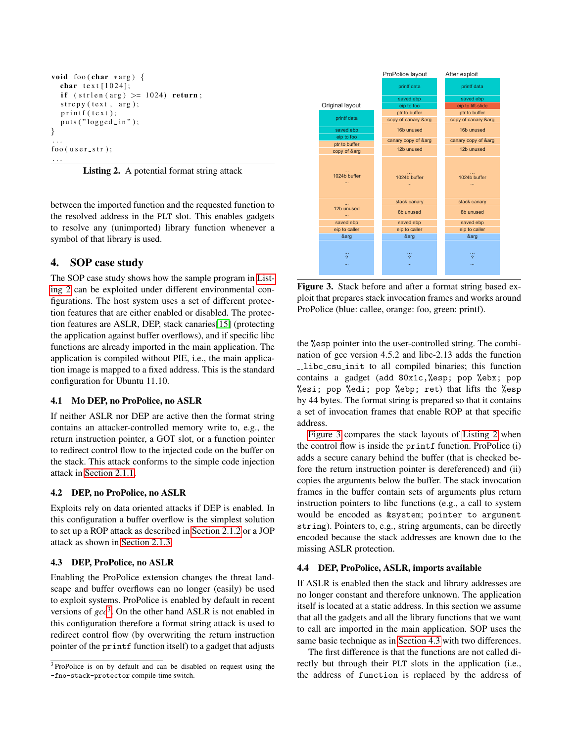```
void foo(char *arg) {
  char text[1024];
  if (strlen(arg) >= 1024) return;
  strcpy(text, arg);
  printf(text);
  puts("logged_in");
}
...
foo(user_str);
...
```

**Listing 2.** A potential format string attack

between the imported function and the requested function to the resolved address in the PLT slot. This enables gadgets to resolve any (unimported) library function whenever a symbol of that library is used.

## 4. SOP case study

The SOP case study shows how the sample program in Listing 2 can be exploited under different environmental configurations. The host system uses a set of different protection features that are either enabled or disabled. The protection features are ASLR, DEP, stack canaries[15] (protecting the application against buffer overflows), and if specific libc functions are already imported in the main application. The application is compiled without PIE, i.e., the main application image is mapped to a fixed address. This is the standard configuration for Ubuntu 11.10.

### 4.1 Mo DEP, no ProPolice, no ASLR

If neither ASLR nor DEP are active then the format string contains an attacker-controlled memory write to, e.g., the return instruction pointer, a GOT slot, or a function pointer to redirect control flow to the injected code on the buffer on the stack. This attack conforms to the simple code injection attack in Section 2.1.1.

### 4.2 DEP, no ProPolice, no ASLR

Exploits rely on data oriented attacks if DEP is enabled. In this configuration a buffer overflow is the simplest solution to set up a ROP attack as described in Section 2.1.2 or a JOP attack as shown in Section 2.1.3.

### 4.3 DEP, ProPolice, no ASLR

Enabling the ProPolice extension changes the threat landscape and buffer overflows can no longer (easily) be used to exploit systems. ProPolice is enabled by default in recent versions of *gcc*[3]. On the other hand ASLR is not enabled in this configuration therefore a format string attack is used to redirect control flow (by overwriting the return instruction pointer of the `printf` function itself) to a gadget that adjusts the `%esp` pointer into the user-controlled string. The combination of gcc version 4.5.2 and libc-2.13 adds the function `__libc_csu_init` to all compiled binaries; this function contains a gadget (`add $0x1c,%esp; pop %ebx; pop %esi; pop %edi; pop %ebp; ret`) that lifts the `%esp` by 44 bytes. The format string is prepared so that it contains a set of invocation frames that enable ROP at that specific address.

[3] ProPolice is on by default and can be disabled on request using the `-fno-stack-protector` compile-time switch.

| Original layout | ProPolice layout | After exploit |
|---|---|---|
| | printf data | printf data |
| | saved ebp | saved ebp |
| printf data | eip to foo | eip to lift-slide |
| | ptr to buffer | ptr to buffer |
| | copy of canary &arg | copy of canary &arg |
| saved ebp | 16b unused | 16b unused |
| eip to foo | canary copy of &arg | canary copy of &arg |
| ptr to buffer | 12b unused | 12b unused |
| copy of &arg | | |
| ... 1024b buffer ... | ... 1024b buffer ... | ... 1024b buffer ... |
| ... 12b unused ... | stack canary | stack canary |
| | 8b unused | 8b unused |
| saved ebp | saved ebp | saved ebp |
| eip to caller | eip to caller | eip to caller |
| &arg | &arg | &arg |
| ... ? ... | ... ? ... | ... ? ... |

**Figure 3.** Stack before and after a format string based exploit that prepares stack invocation frames and works around ProPolice (blue: callee, orange: foo, green: printf).

Figure 3 compares the stack layouts of Listing 2 when the control flow is inside the `printf` function. ProPolice (i) adds a secure canary behind the buffer (that is checked before the return instruction pointer is dereferenced) and (ii) copies the arguments below the buffer. The stack invocation frames in the buffer contain sets of arguments plus return instruction pointers to libc functions (e.g., a call to system would be encoded as `&system; pointer to argument string`). Pointers to, e.g., string arguments, can be directly encoded because the stack addresses are known due to the missing ASLR protection.

### 4.4 DEP, ProPolice, ASLR, imports available

If ASLR is enabled then the stack and library addresses are no longer constant and therefore unknown. The application itself is located at a static address. In this section we assume that all the gadgets and all the library functions that we want to call are imported in the main application. SOP uses the same basic technique as in Section 4.3 with two differences.

The first difference is that the functions are not called directly but through their PLT slots in the application (i.e., the address of `function` is replaced by the address of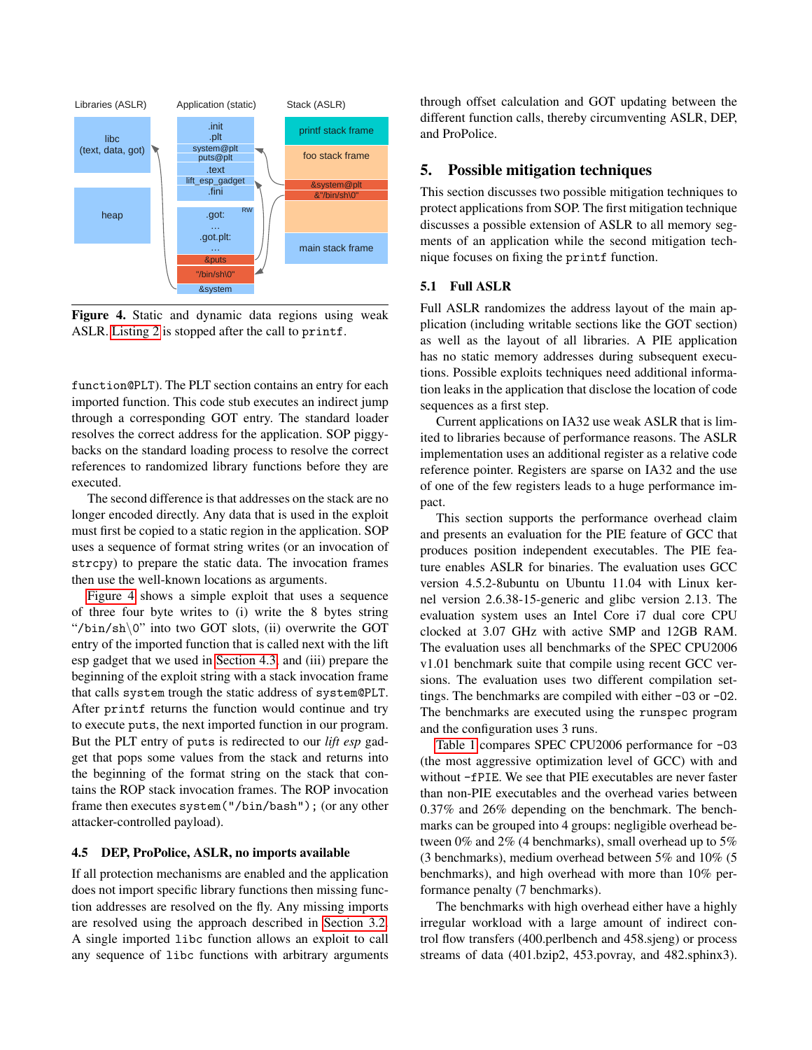**Figure 4.** Static and dynamic data regions using weak ASLR. Listing 2 is stopped after the call to `printf`.

`function@PLT`). The PLT section contains an entry for each imported function. This code stub executes an indirect jump through a corresponding GOT entry. The standard loader resolves the correct address for the application. SOP piggybacks on the standard loading process to resolve the correct references to randomized library functions before they are executed.

The second difference is that addresses on the stack are no longer encoded directly. Any data that is used in the exploit must first be copied to a static region in the application. SOP uses a sequence of format string writes (or an invocation of `strcpy`) to prepare the static data. The invocation frames then use the well-known locations as arguments.

Figure 4 shows a simple exploit that uses a sequence of three four byte writes to (i) write the 8 bytes string "/bin/sh\0" into two GOT slots, (ii) overwrite the GOT entry of the imported function that is called next with the lift esp gadget that we used in Section 4.3, and (iii) prepare the beginning of the exploit string with a stack invocation frame that calls `system` trough the static address of `system@PLT`. After `printf` returns the function would continue and try to execute `puts`, the next imported function in our program. But the PLT entry of `puts` is redirected to our *lift esp* gadget that pops some values from the stack and returns into the beginning of the format string on the stack that contains the ROP stack invocation frames. The ROP invocation frame then executes `system("/bin/bash");` (or any other attacker-controlled payload).

### 4.5 DEP, ProPolice, ASLR, no imports available

If all protection mechanisms are enabled and the application does not import specific library functions then missing function addresses are resolved on the fly. Any missing imports are resolved using the approach described in Section 3.2. A single imported `libc` function allows an exploit to call any sequence of `libc` functions with arbitrary arguments through offset calculation and GOT updating between the different function calls, thereby circumventing ASLR, DEP, and ProPolice.

## 5. Possible mitigation techniques

This section discusses two possible mitigation techniques to protect applications from SOP. The first mitigation technique discusses a possible extension of ASLR to all memory segments of an application while the second mitigation technique focuses on fixing the `printf` function.

### 5.1 Full ASLR

Full ASLR randomizes the address layout of the main application (including writable sections like the GOT section) as well as the layout of all libraries. A PIE application has no static memory addresses during subsequent executions. Possible exploits techniques need additional information leaks in the application that disclose the location of code sequences as a first step.

Current applications on IA32 use weak ASLR that is limited to libraries because of performance reasons. The ASLR implementation uses an additional register as a relative code reference pointer. Registers are sparse on IA32 and the use of one of the few registers leads to a huge performance impact.

This section supports the performance overhead claim and presents an evaluation for the PIE feature of GCC that produces position independent executables. The PIE feature enables ASLR for binaries. The evaluation uses GCC version 4.5.2-8ubuntu on Ubuntu 11.04 with Linux kernel version 2.6.38-15-generic and glibc version 2.13. The evaluation system uses an Intel Core i7 dual core CPU clocked at 3.07 GHz with active SMP and 12GB RAM. The evaluation uses all benchmarks of the SPEC CPU2006 v1.01 benchmark suite that compile using recent GCC versions. The evaluation uses two different compilation settings. The benchmarks are compiled with either `-O3` or `-O2`. The benchmarks are executed using the `runspec` program and the configuration uses 3 runs.

Table 1 compares SPEC CPU2006 performance for `-O3` (the most aggressive optimization level of GCC) with and without `-fPIE`. We see that PIE executables are never faster than non-PIE executables and the overhead varies between 0.37% and 26% depending on the benchmark. The benchmarks can be grouped into 4 groups: negligible overhead between 0% and 2% (4 benchmarks), small overhead up to 5% (3 benchmarks), medium overhead between 5% and 10% (5 benchmarks), and high overhead with more than 10% performance penalty (7 benchmarks).

The benchmarks with high overhead either have a highly irregular workload with a large amount of indirect control flow transfers (400.perlbench and 458.sjeng) or process streams of data (401.bzip2, 453.povray, and 482.sphinx3).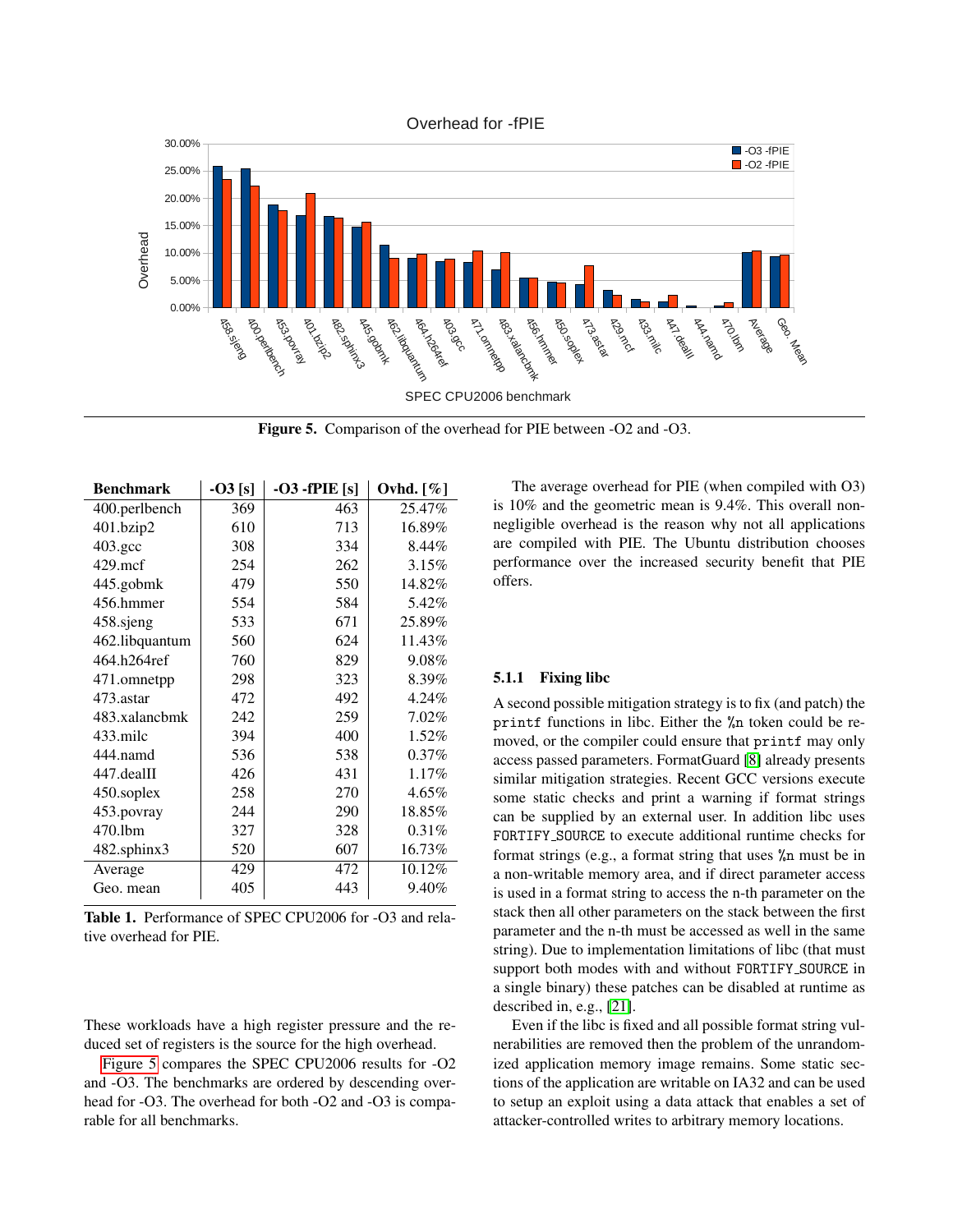**Figure 5.** Comparison of the overhead for PIE between -O2 and -O3.

| Benchmark | -O3 [s] | -O3 -fPIE [s] | Ovhd. [%] |
|---|---|---|---|
| 400.perlbench | 369 | 463 | 25.47% |
| 401.bzip2 | 610 | 713 | 16.89% |
| 403.gcc | 308 | 334 | 8.44% |
| 429.mcf | 254 | 262 | 3.15% |
| 445.gobmk | 479 | 550 | 14.82% |
| 456.hmmer | 554 | 584 | 5.42% |
| 458.sjeng | 533 | 671 | 25.89% |
| 462.libquantum | 560 | 624 | 11.43% |
| 464.h264ref | 760 | 829 | 9.08% |
| 471.omnetpp | 298 | 323 | 8.39% |
| 473.astar | 472 | 492 | 4.24% |
| 483.xalancbmk | 242 | 259 | 7.02% |
| 433.milc | 394 | 400 | 1.52% |
| 444.namd | 536 | 538 | 0.37% |
| 447.dealII | 426 | 431 | 1.17% |
| 450.soplex | 258 | 270 | 4.65% |
| 453.povray | 244 | 290 | 18.85% |
| 470.lbm | 327 | 328 | 0.31% |
| 482.sphinx3 | 520 | 607 | 16.73% |
| Average | 429 | 472 | 10.12% |
| Geo. mean | 405 | 443 | 9.40% |

**Table 1.** Performance of SPEC CPU2006 for -O3 and relative overhead for PIE.

These workloads have a high register pressure and the reduced set of registers is the source for the high overhead.

Figure 5 compares the SPEC CPU2006 results for -O2 and -O3. The benchmarks are ordered by descending overhead for -O3. The overhead for both -O2 and -O3 is comparable for all benchmarks.

The average overhead for PIE (when compiled with O3) is 10% and the geometric mean is 9.4%. This overall non-negligible overhead is the reason why not all applications are compiled with PIE. The Ubuntu distribution chooses performance over the increased security benefit that PIE offers.

#### 5.1.1 Fixing libc

A second possible mitigation strategy is to fix (and patch) the `printf` functions in libc. Either the `%n` token could be removed, or the compiler could ensure that `printf` may only access passed parameters. FormatGuard [8] already presents similar mitigation strategies. Recent GCC versions execute some static checks and print a warning if format strings can be supplied by an external user. In addition libc uses `FORTIFY_SOURCE` to execute additional runtime checks for format strings (e.g., a format string that uses `%n` must be in a non-writable memory area, and if direct parameter access is used in a format string to access the n-th parameter on the stack then all other parameters on the stack between the first parameter and the n-th must be accessed as well in the same string). Due to implementation limitations of libc (that must support both modes with and without `FORTIFY_SOURCE` in a single binary) these patches can be disabled at runtime as described in, e.g., [21].

Even if the libc is fixed and all possible format string vulnerabilities are removed then the problem of the unrandomized application memory image remains. Some static sections of the application are writable on IA32 and can be used to setup an exploit using a data attack that enables a set of attacker-controlled writes to arbitrary memory locations.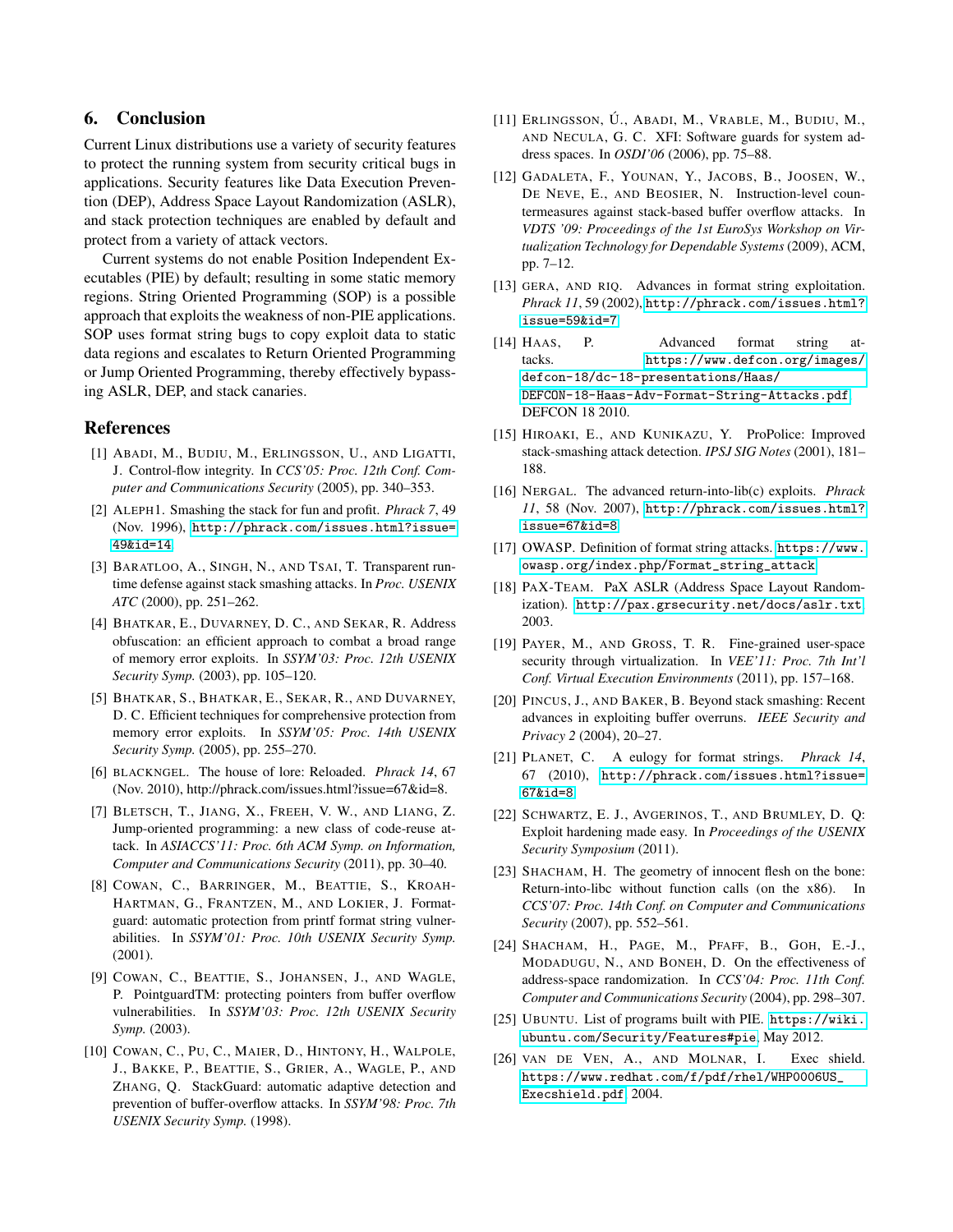## 6. Conclusion

Current Linux distributions use a variety of security features to protect the running system from security critical bugs in applications. Security features like Data Execution Prevention (DEP), Address Space Layout Randomization (ASLR), and stack protection techniques are enabled by default and protect from a variety of attack vectors.

Current systems do not enable Position Independent Executables (PIE) by default; resulting in some static memory regions. String Oriented Programming (SOP) is a possible approach that exploits the weakness of non-PIE applications. SOP uses format string bugs to copy exploit data to static data regions and escalates to Return Oriented Programming or Jump Oriented Programming, thereby effectively bypassing ASLR, DEP, and stack canaries.

## References

[1] Abadi, M., Budiu, M., Erlingsson, U., and Ligatti, J. Control-flow integrity. In *CCS'05: Proc. 12th Conf. Computer and Communications Security* (2005), pp. 340–353.

[2] Aleph1. Smashing the stack for fun and profit. *Phrack 7*, 49 (Nov. 1996), http://phrack.com/issues.html?issue=49&id=14.

[3] Baratloo, A., Singh, N., and Tsai, T. Transparent runtime defense against stack smashing attacks. In *Proc. USENIX ATC* (2000), pp. 251–262.

[4] Bhatkar, E., Duvarney, D. C., and Sekar, R. Address obfuscation: an efficient approach to combat a broad range of memory error exploits. In *SSYM'03: Proc. 12th USENIX Security Symp.* (2003), pp. 105–120.

[5] Bhatkar, S., Bhatkar, E., Sekar, R., and Duvarney, D. C. Efficient techniques for comprehensive protection from memory error exploits. In *SSYM'05: Proc. 14th USENIX Security Symp.* (2005), pp. 255–270.

[6] blackngel. The house of lore: Reloaded. *Phrack 14*, 67 (Nov. 2010), http://phrack.com/issues.html?issue=67&id=8.

[7] Bletsch, T., Jiang, X., Freeh, V. W., and Liang, Z. Jump-oriented programming: a new class of code-reuse attack. In *ASIACCS'11: Proc. 6th ACM Symp. on Information, Computer and Communications Security* (2011), pp. 30–40.

[8] Cowan, C., Barringer, M., Beattie, S., Kroah-Hartman, G., Frantzen, M., and Lokier, J. Formatguard: automatic protection from printf format string vulnerabilities. In *SSYM'01: Proc. 10th USENIX Security Symp.* (2001).

[9] Cowan, C., Beattie, S., Johansen, J., and Wagle, P. PointguardTM: protecting pointers from buffer overflow vulnerabilities. In *SSYM'03: Proc. 12th USENIX Security Symp.* (2003).

[10] Cowan, C., Pu, C., Maier, D., Hintony, H., Walpole, J., Bakke, P., Beattie, S., Grier, A., Wagle, P., and Zhang, Q. StackGuard: automatic adaptive detection and prevention of buffer-overflow attacks. In *SSYM'98: Proc. 7th USENIX Security Symp.* (1998).

[11] Erlingsson, Ú., Abadi, M., Vrable, M., Budiu, M., and Necula, G. C. XFI: Software guards for system address spaces. In *OSDI'06* (2006), pp. 75–88.

[12] Gadaleta, F., Younan, Y., Jacobs, B., Joosen, W., De Neve, E., and Beosier, N. Instruction-level countermeasures against stack-based buffer overflow attacks. In *VDTS '09: Proceedings of the 1st EuroSys Workshop on Virtualization Technology for Dependable Systems* (2009), ACM, pp. 7–12.

[13] gera, and riq. Advances in format string exploitation. *Phrack 11*, 59 (2002), http://phrack.com/issues.html?issue=59&id=7.

[14] Haas, P. Advanced format string attacks. https://www.defcon.org/images/defcon-18/dc-18-presentations/Haas/DEFCON-18-Haas-Adv-Format-String-Attacks.pdf, DEFCON 18 2010.

[15] Hiroaki, E., and Kunikazu, Y. ProPolice: Improved stack-smashing attack detection. *IPSJ SIG Notes* (2001), 181–188.

[16] Nergal. The advanced return-into-lib(c) exploits. *Phrack 11*, 58 (Nov. 2007), http://phrack.com/issues.html?issue=67&id=8.

[17] OWASP. Definition of format string attacks. https://www.owasp.org/index.php/Format_string_attack.

[18] PaX-Team. PaX ASLR (Address Space Layout Randomization). http://pax.grsecurity.net/docs/aslr.txt, 2003.

[19] Payer, M., and Gross, T. R. Fine-grained user-space security through virtualization. In *VEE'11: Proc. 7th Int'l Conf. Virtual Execution Environments* (2011), pp. 157–168.

[20] Pincus, J., and Baker, B. Beyond stack smashing: Recent advances in exploiting buffer overruns. *IEEE Security and Privacy 2* (2004), 20–27.

[21] Planet, C. A eulogy for format strings. *Phrack 14*, 67 (2010), http://phrack.com/issues.html?issue=67&id=8.

[22] Schwartz, E. J., Avgerinos, T., and Brumley, D. Q: Exploit hardening made easy. In *Proceedings of the USENIX Security Symposium* (2011).

[23] Shacham, H. The geometry of innocent flesh on the bone: Return-into-libc without function calls (on the x86). In *CCS'07: Proc. 14th Conf. on Computer and Communications Security* (2007), pp. 552–561.

[24] Shacham, H., Page, M., Pfaff, B., Goh, E.-J., Modadugu, N., and Boneh, D. On the effectiveness of address-space randomization. In *CCS'04: Proc. 11th Conf. Computer and Communications Security* (2004), pp. 298–307.

[25] Ubuntu. List of programs built with PIE. https://wiki.ubuntu.com/Security/Features#pie, May 2012.

[26] van de Ven, A., and Molnar, I. Exec shield. https://www.redhat.com/f/pdf/rhel/WHP0006US_Execshield.pdf, 2004.